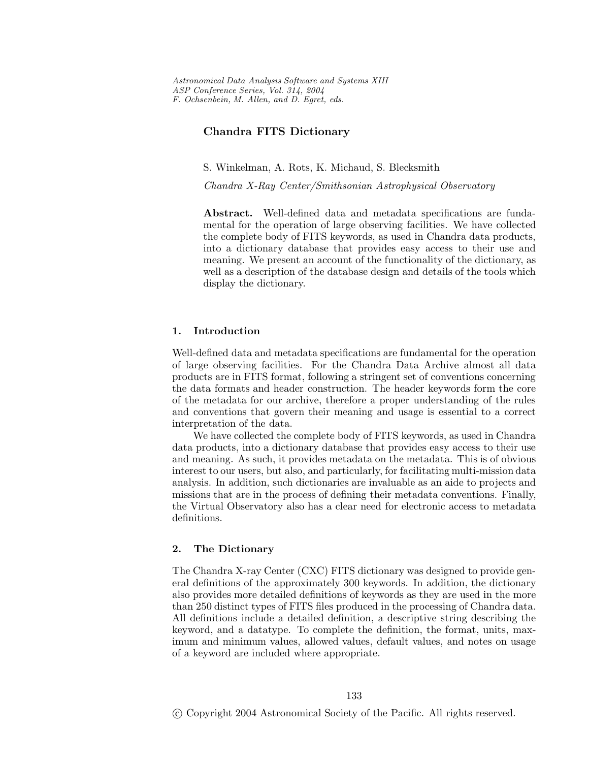# Chandra FITS Dictionary

S. Winkelman, A. Rots, K. Michaud, S. Blecksmith

*Chandra X-Ray Center/Smithsonian Astrophysical Observatory*

**Abstract.** Well-defined data and metadata specifications are fundamental for the operation of large observing facilities. We have collected the complete body of FITS keywords, as used in Chandra data products, into a dictionary database that provides easy access to their use and meaning. We present an account of the functionality of the dictionary, as well as a description of the database design and details of the tools which display the dictionary.

## 1. Introduction

Well-defined data and metadata specifications are fundamental for the operation of large observing facilities. For the Chandra Data Archive almost all data products are in FITS format, following a stringent set of conventions concerning the data formats and header construction. The header keywords form the core of the metadata for our archive, therefore a proper understanding of the rules and conventions that govern their meaning and usage is essential to a correct interpretation of the data.

We have collected the complete body of FITS keywords, as used in Chandra data products, into a dictionary database that provides easy access to their use and meaning. As such, it provides metadata on the metadata. This is of obvious interest to our users, but also, and particularly, for facilitating multi-mission data analysis. In addition, such dictionaries are invaluable as an aide to projects and missions that are in the process of defining their metadata conventions. Finally, the Virtual Observatory also has a clear need for electronic access to metadata definitions.

## 2. The Dictionary

The Chandra X-ray Center (CXC) FITS dictionary was designed to provide general definitions of the approximately 300 keywords. In addition, the dictionary also provides more detailed definitions of keywords as they are used in the more than 250 distinct types of FITS files produced in the processing of Chandra data. All definitions include a detailed definition, a descriptive string describing the keyword, and a datatype. To complete the definition, the format, units, maximum and minimum values, allowed values, default values, and notes on usage of a keyword are included where appropriate.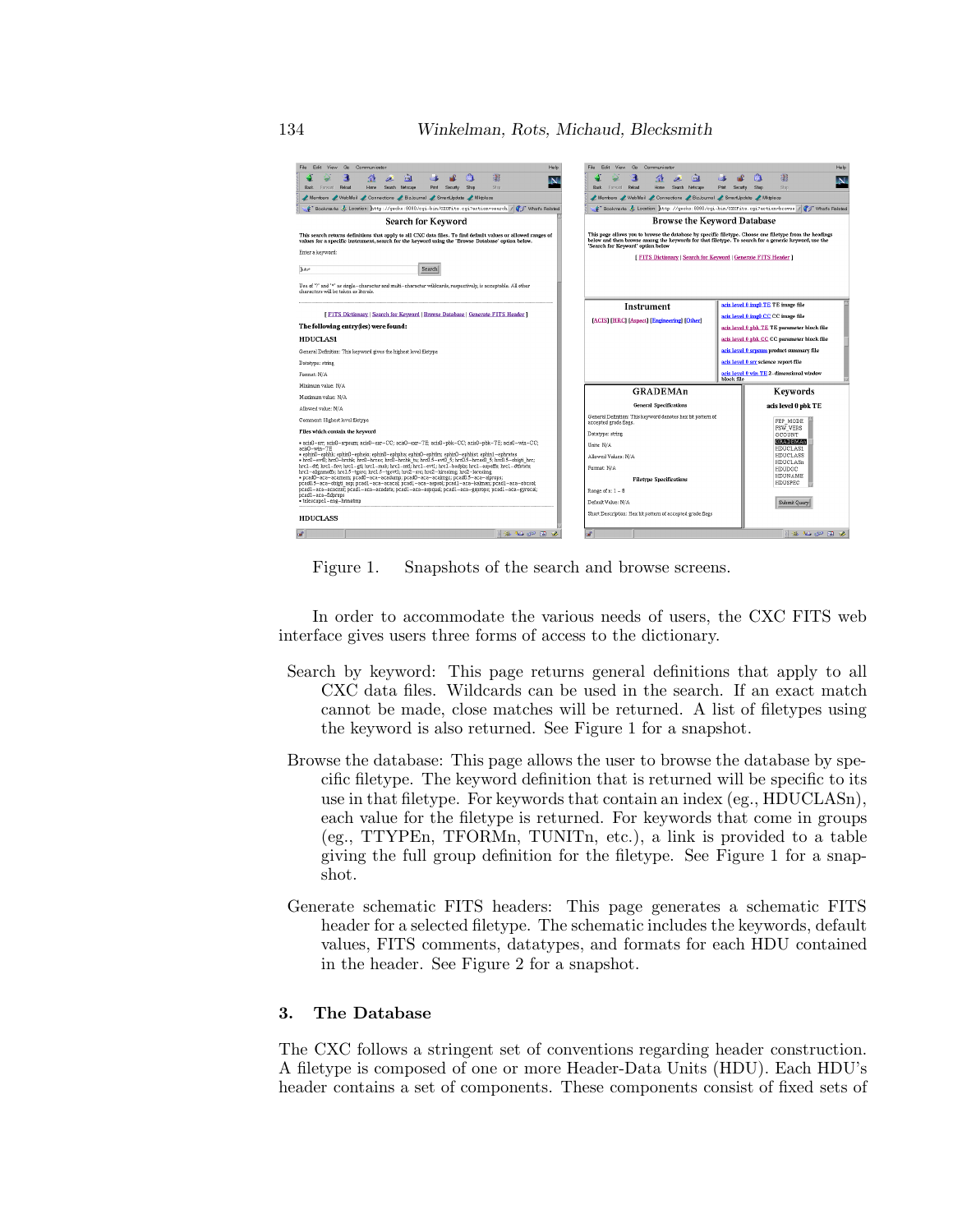Figure 1. Snapshots of the search and browse screens.

In order to accommodate the various needs of users, the CXC FITS web interface gives users three forms of access to the dictionary.

Search by keyword: This page returns general definitions that apply to all CXC data files. Wildcards can be used in the search. If an exact match cannot be made, close matches will be returned. A list of filetypes using the keyword is also returned. See Figure 1 for a snapshot.

Browse the database: This page allows the user to browse the database by specific filetype. The keyword definition that is returned will be specific to its use in that filetype. For keywords that contain an index (eg., HDUCLASn), each value for the filetype is returned. For keywords that come in groups (eg., TTYPEn, TFORMn, TUNITn, etc.), a link is provided to a table giving the full group definition for the filetype. See Figure 1 for a snapshot.

Generate schematic FITS headers: This page generates a schematic FITS header for a selected filetype. The schematic includes the keywords, default values, FITS comments, datatypes, and formats for each HDU contained in the header. See Figure 2 for a snapshot.

## 3. The Database

The CXC follows a stringent set of conventions regarding header construction. A filetype is composed of one or more Header-Data Units (HDU). Each HDU's header contains a set of components. These components consist of fixed sets of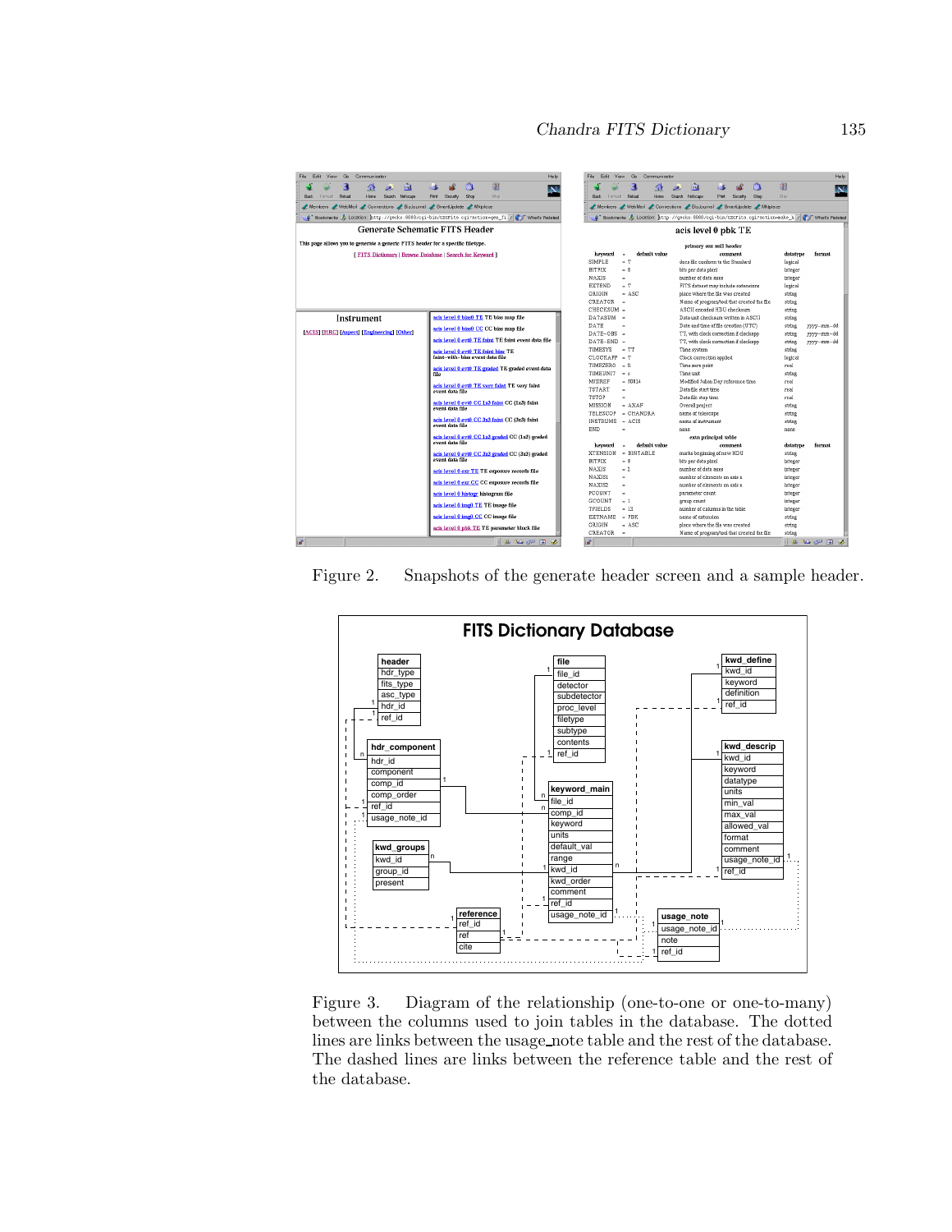Figure 2. Snapshots of the generate header screen and a sample header.

Figure 3. Diagram of the relationship (one-to-one or one-to-many) between the columns used to join tables in the database. The dotted lines are links between the usage_note table and the rest of the database. The dashed lines are links between the reference table and the rest of the database.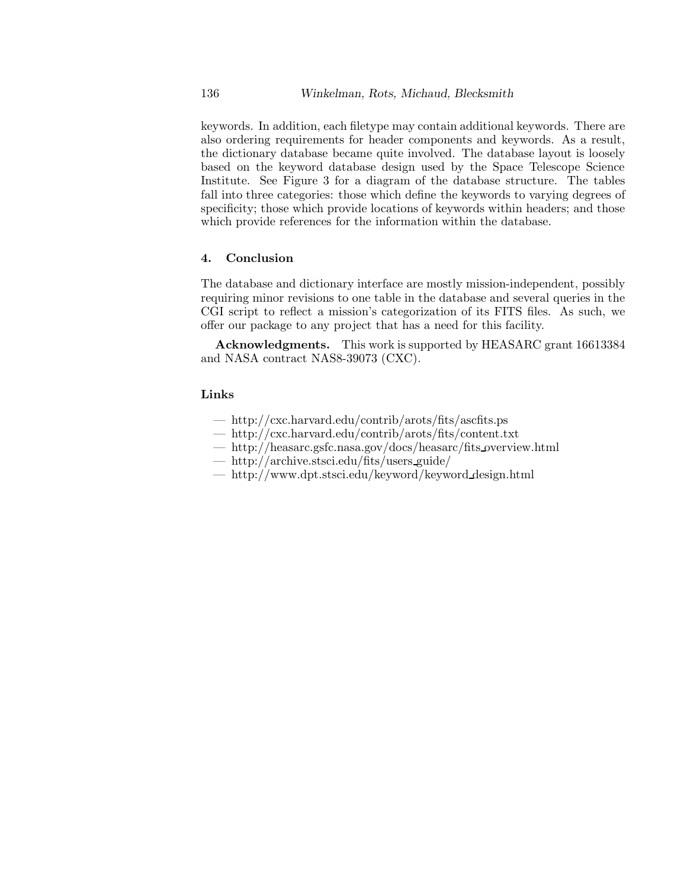keywords. In addition, each filetype may contain additional keywords. There are also ordering requirements for header components and keywords. As a result, the dictionary database became quite involved. The database layout is loosely based on the keyword database design used by the Space Telescope Science Institute. See Figure 3 for a diagram of the database structure. The tables fall into three categories: those which define the keywords to varying degrees of specificity; those which provide locations of keywords within headers; and those which provide references for the information within the database.

## 4. Conclusion

The database and dictionary interface are mostly mission-independent, possibly requiring minor revisions to one table in the database and several queries in the CGI script to reflect a mission's categorization of its FITS files. As such, we offer our package to any project that has a need for this facility.

**Acknowledgments.** This work is supported by HEASARC grant 16613384 and NASA contract NAS8-39073 (CXC).

## Links

- http://cxc.harvard.edu/contrib/arots/fits/ascfits.ps
- http://cxc.harvard.edu/contrib/arots/fits/content.txt
- http://heasarc.gsfc.nasa.gov/docs/heasarc/fits_overview.html
- http://archive.stsci.edu/fits/users_guide/
- http://www.dpt.stsci.edu/keyword/keyword_design.html